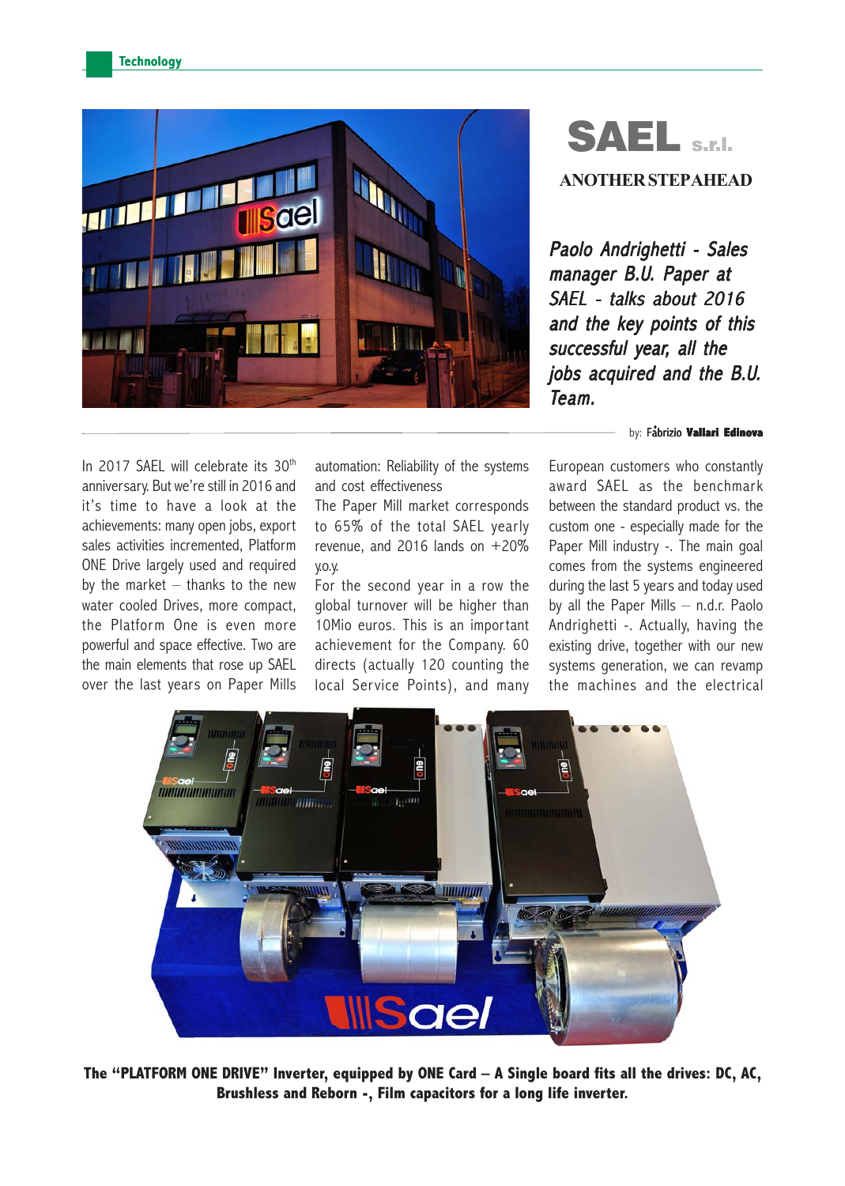# SAEL s.r.l.

## ANOTHER STEP AHEAD

*Paolo Andrighetti - Sales manager B.U. Paper at SAEL - talks about 2016 and the key points of this successful year, all the jobs acquired and the B.U. Team.*

by: Fabrizio **Vallari Edinova**

In 2017 SAEL will celebrate its 30th anniversary. But we're still in 2016 and it's time to have a look at the achievements: many open jobs, export sales activities incremented, Platform ONE Drive largely used and required by the market – thanks to the new water cooled Drives, more compact, the Platform One is even more powerful and space effective. Two are the main elements that rose up SAEL over the last years on Paper Mills automation: Reliability of the systems and cost effectiveness

The Paper Mill market corresponds to 65% of the total SAEL yearly revenue, and 2016 lands on +20% y.o.y.

For the second year in a row the global turnover will be higher than 10Mio euros. This is an important achievement for the Company. 60 directs (actually 120 counting the local Service Points), and many European customers who constantly award SAEL as the benchmark between the standard product vs. the custom one - especially made for the Paper Mill industry -. The main goal comes from the systems engineered during the last 5 years and today used by all the Paper Mills – n.d.r. Paolo Andrighetti -. Actually, having the existing drive, together with our new systems generation, we can revamp the machines and the electrical

**The "PLATFORM ONE DRIVE" Inverter, equipped by ONE Card – A Single board fits all the drives: DC, AC, Brushless and Reborn -, Film capacitors for a long life inverter.**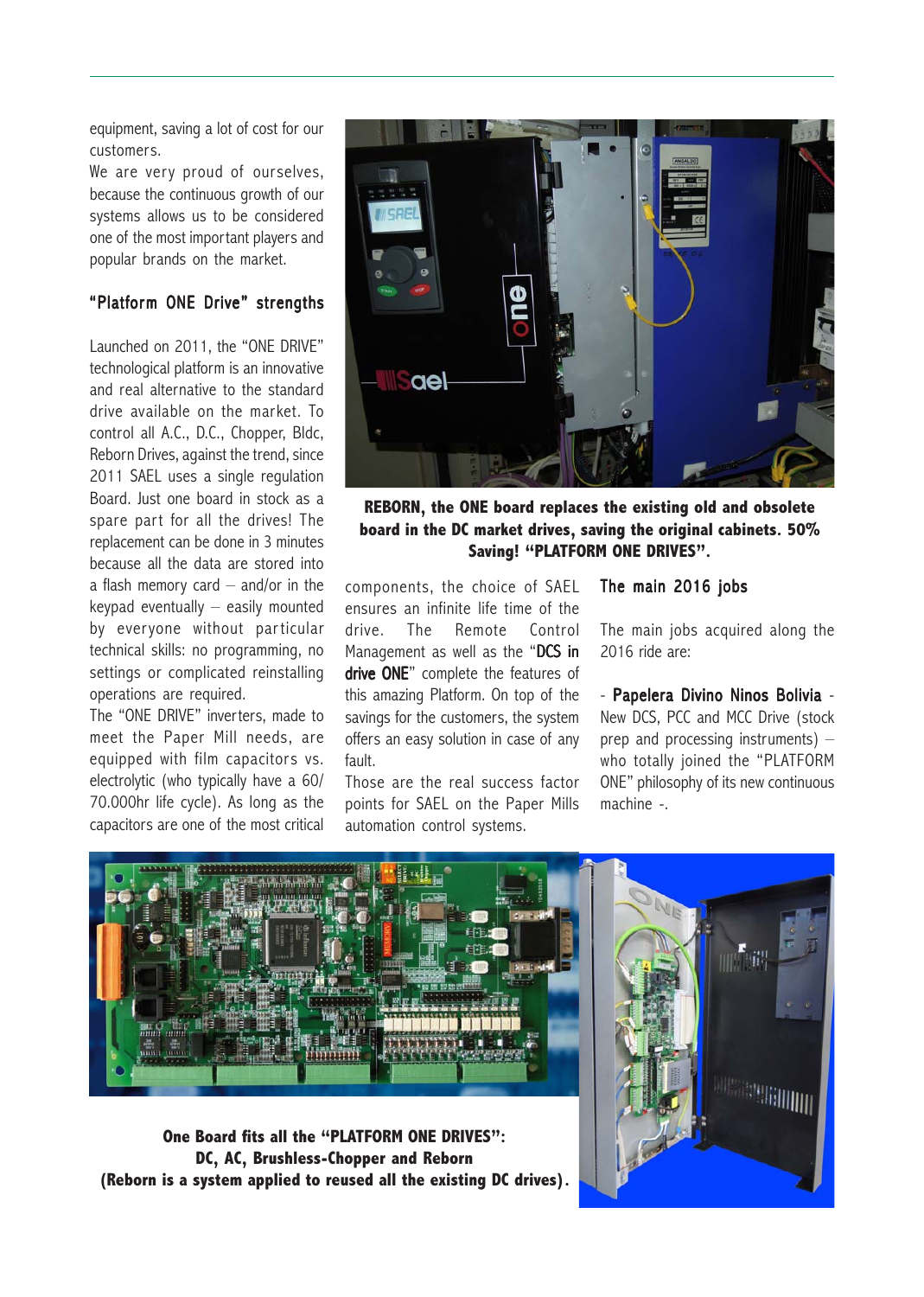equipment, saving a lot of cost for our customers.

We are very proud of ourselves, because the continuous growth of our systems allows us to be considered one of the most important players and popular brands on the market.

## "Platform ONE Drive" strengths

Launched on 2011, the "ONE DRIVE" technological platform is an innovative and real alternative to the standard drive available on the market. To control all A.C., D.C., Chopper, Bldc, Reborn Drives, against the trend, since 2011 SAEL uses a single regulation Board. Just one board in stock as a spare part for all the drives! The replacement can be done in 3 minutes because all the data are stored into a flash memory card – and/or in the keypad eventually – easily mounted by everyone without particular technical skills: no programming, no settings or complicated reinstalling operations are required.

The "ONE DRIVE" inverters, made to meet the Paper Mill needs, are equipped with film capacitors vs. electrolytic (who typically have a 60/70.000hr life cycle). As long as the capacitors are one of the most critical components, the choice of SAEL ensures an infinite life time of the drive. The Remote Control Management as well as the "**DCS in drive ONE**" complete the features of this amazing Platform. On top of the savings for the customers, the system offers an easy solution in case of any fault.

Those are the real success factor points for SAEL on the Paper Mills automation control systems.

**REBORN, the ONE board replaces the existing old and obsolete board in the DC market drives, saving the original cabinets. 50% Saving! "PLATFORM ONE DRIVES".**

## The main 2016 jobs

The main jobs acquired along the 2016 ride are:

- **Papelera Divino Ninos Bolivia** - New DCS, PCC and MCC Drive (stock prep and processing instruments) – who totally joined the "PLATFORM ONE" philosophy of its new continuous machine -.

**One Board fits all the "PLATFORM ONE DRIVES": DC, AC, Brushless-Chopper and Reborn (Reborn is a system applied to reused all the existing DC drives).**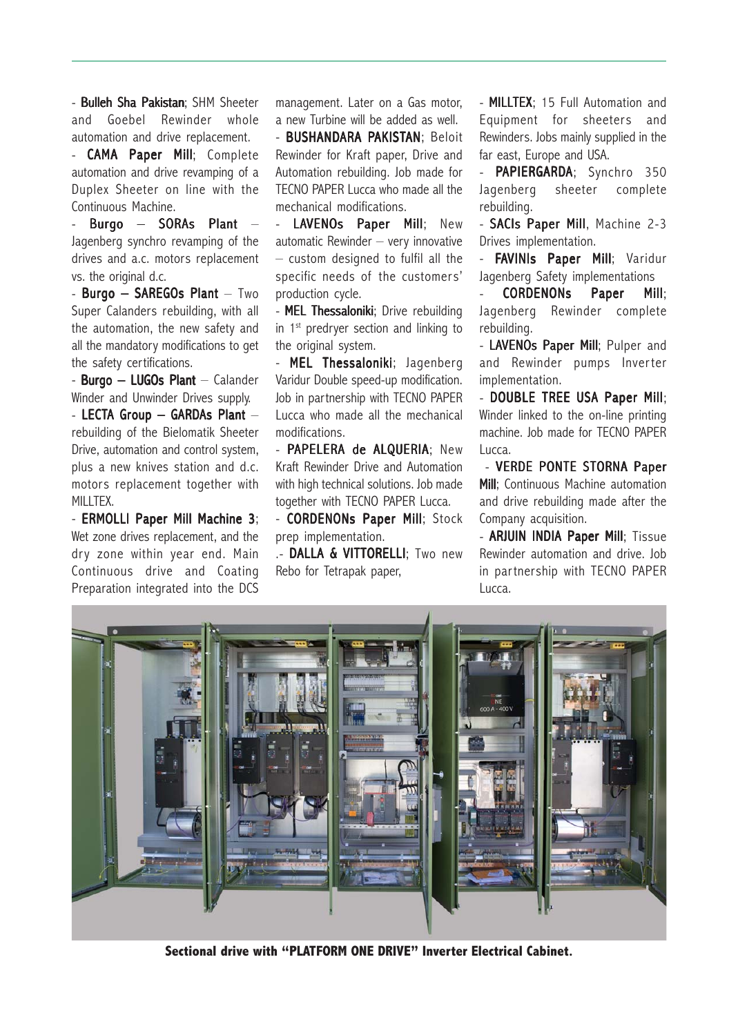- **Bulleh Sha Pakistan**; SHM Sheeter and Goebel Rewinder whole automation and drive replacement.

- **CAMA Paper Mill**; Complete automation and drive revamping of a Duplex Sheeter on line with the Continuous Machine.

- **Burgo – SORAs Plant** – Jagenberg synchro revamping of the drives and a.c. motors replacement vs. the original d.c.

- **Burgo – SAREGOs Plant** – Two Super Calanders rebuilding, with all the automation, the new safety and all the mandatory modifications to get the safety certifications.

- **Burgo – LUGOs Plant** – Calander Winder and Unwinder Drives supply.

- **LECTA Group – GARDAs Plant** – rebuilding of the Bielomatik Sheeter Drive, automation and control system, plus a new knives station and d.c. motors replacement together with MILLTEX.

- **ERMOLLI Paper Mill Machine 3**; Wet zone drives replacement, and the dry zone within year end. Main Continuous drive and Coating Preparation integrated into the DCS management. Later on a Gas motor, a new Turbine will be added as well.

- **BUSHANDARA PAKISTAN**; Beloit Rewinder for Kraft paper, Drive and Automation rebuilding. Job made for TECNO PAPER Lucca who made all the mechanical modifications.

- **LAVENOs Paper Mill**; New automatic Rewinder – very innovative – custom designed to fulfil all the specific needs of the customers' production cycle.

- **MEL Thessaloniki**; Drive rebuilding in 1st predryer section and linking to the original system.

- **MEL Thessaloniki**; Jagenberg Varidur Double speed-up modification. Job in partnership with TECNO PAPER Lucca who made all the mechanical modifications.

- **PAPELERA de ALQUERIA**; New Kraft Rewinder Drive and Automation with high technical solutions. Job made together with TECNO PAPER Lucca.

- **CORDENONs Paper Mill**; Stock prep implementation.

.- **DALLA & VITTORELLI**; Two new Rebo for Tetrapak paper,

- **MILLTEX**; 15 Full Automation and Equipment for sheeters and Rewinders. Jobs mainly supplied in the far east, Europe and USA.

- **PAPIERGARDA**; Synchro 350 Jagenberg sheeter complete rebuilding.

- **SACIs Paper Mill**, Machine 2-3 Drives implementation.

- **FAVINIs Paper Mill**; Varidur Jagenberg Safety implementations

- **CORDENONs Paper Mill**; Jagenberg Rewinder complete rebuilding.

- **LAVENOs Paper Mill**; Pulper and and Rewinder pumps Inverter implementation.

- **DOUBLE TREE USA Paper Mill**; Winder linked to the on-line printing machine. Job made for TECNO PAPER Lucca.

- **VERDE PONTE STORNA Paper Mill**; Continuous Machine automation and drive rebuilding made after the Company acquisition.

- **ARJUIN INDIA Paper Mill**; Tissue Rewinder automation and drive. Job in partnership with TECNO PAPER Lucca.

**Sectional drive with "PLATFORM ONE DRIVE" Inverter Electrical Cabinet.**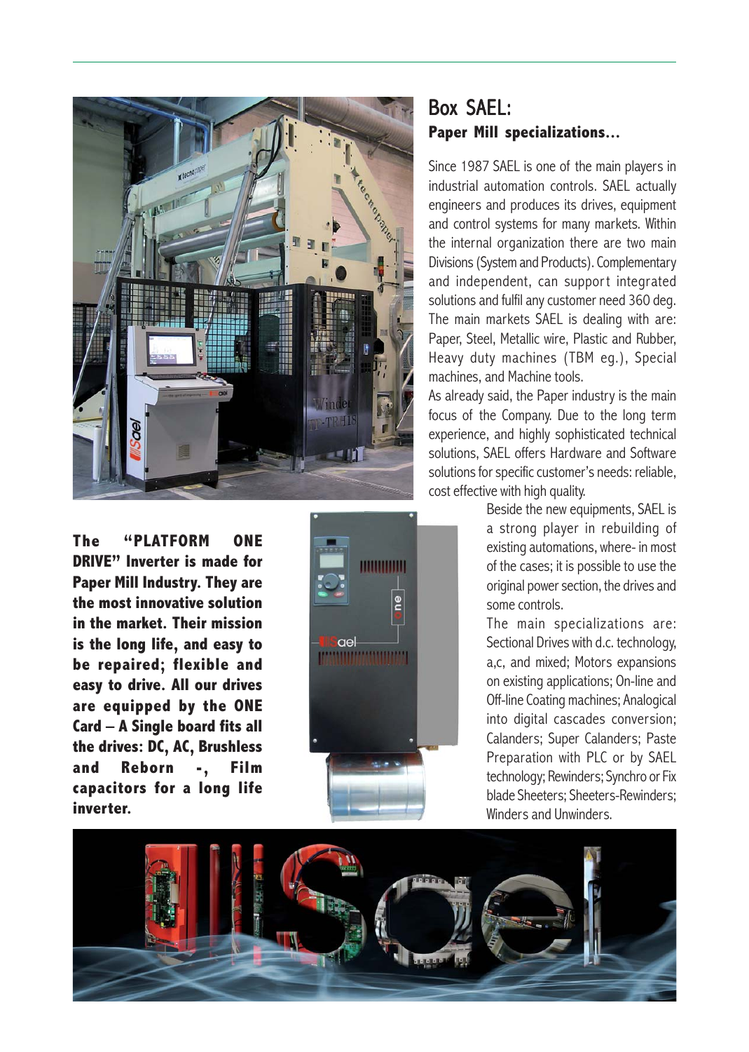## Box SAEL:

### Paper Mill specializations…

Since 1987 SAEL is one of the main players in industrial automation controls. SAEL actually engineers and produces its drives, equipment and control systems for many markets. Within the internal organization there are two main Divisions (System and Products). Complementary and independent, can support integrated solutions and fulfil any customer need 360 deg. The main markets SAEL is dealing with are: Paper, Steel, Metallic wire, Plastic and Rubber, Heavy duty machines (TBM eg.), Special machines, and Machine tools.

As already said, the Paper industry is the main focus of the Company. Due to the long term experience, and highly sophisticated technical solutions, SAEL offers Hardware and Software solutions for specific customer's needs: reliable, cost effective with high quality.

Beside the new equipments, SAEL is a strong player in rebuilding of existing automations, where- in most of the cases; it is possible to use the original power section, the drives and some controls.

The main specializations are: Sectional Drives with d.c. technology, a,c, and mixed; Motors expansions on existing applications; On-line and Off-line Coating machines; Analogical into digital cascades conversion; Calanders; Super Calanders; Paste Preparation with PLC or by SAEL technology; Rewinders; Synchro or Fix blade Sheeters; Sheeters-Rewinders; Winders and Unwinders.

**The "PLATFORM ONE DRIVE" Inverter is made for Paper Mill Industry. They are the most innovative solution in the market. Their mission is the long life, and easy to be repaired; flexible and easy to drive. All our drives are equipped by the ONE Card – A Single board fits all the drives: DC, AC, Brushless and Reborn -, Film capacitors for a long life inverter.**